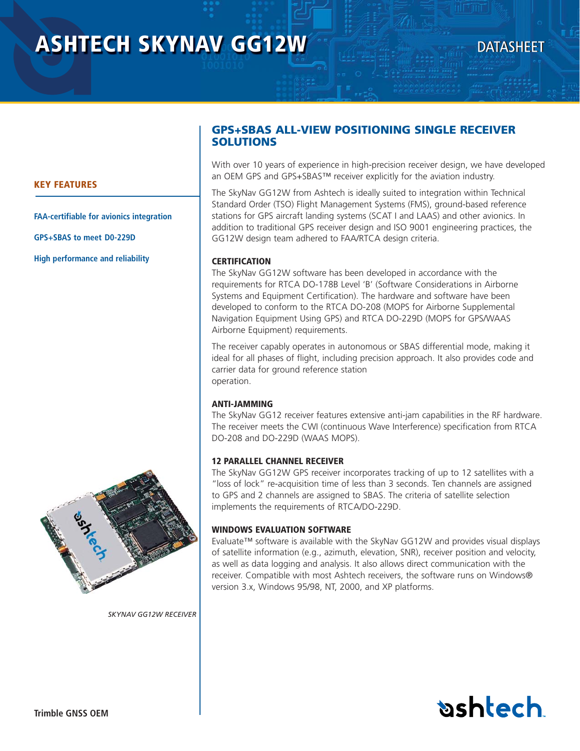# ASHTECH SKYNAV GG12W

DATASHEET

### KEY FEATURES

**FAA-certifiable for avionics integration**

**GPS+SBAS to meet D0-229D**

**High performance and reliability**

*SKYNAV GG12W RECEIVER*

## GPS+SBAS ALL-VIEW POSITIONING SINGLE RECEIVER SOLUTIONS

With over 10 years of experience in high-precision receiver design, we have developed an OEM GPS and GPS+SBAS™ receiver explicitly for the aviation industry.

The SkyNav GG12W from Ashtech is ideally suited to integration within Technical Standard Order (TSO) Flight Management Systems (FMS), ground-based reference stations for GPS aircraft landing systems (SCAT I and LAAS) and other avionics. In addition to traditional GPS receiver design and ISO 9001 engineering practices, the GG12W design team adhered to FAA/RTCA design criteria.

### CERTIFICATION

The SkyNav GG12W software has been developed in accordance with the requirements for RTCA DO-178B Level 'B' (Software Considerations in Airborne Systems and Equipment Certification). The hardware and software have been developed to conform to the RTCA DO-208 (MOPS for Airborne Supplemental Navigation Equipment Using GPS) and RTCA DO-229D (MOPS for GPS/WAAS Airborne Equipment) requirements.

The receiver capably operates in autonomous or SBAS differential mode, making it ideal for all phases of flight, including precision approach. It also provides code and carrier data for ground reference station operation.

### ANTI-JAMMING

The SkyNav GG12 receiver features extensive anti-jam capabilities in the RF hardware. The receiver meets the CWI (continuous Wave Interference) specification from RTCA DO-208 and DO-229D (WAAS MOPS).

### 12 PARALLEL CHANNEL RECEIVER

The SkyNav GG12W GPS receiver incorporates tracking of up to 12 satellites with a "loss of lock" re-acquisition time of less than 3 seconds. Ten channels are assigned to GPS and 2 channels are assigned to SBAS. The criteria of satellite selection implements the requirements of RTCA/DO-229D.

### WINDOWS EVALUATION SOFTWARE

Evaluate™ software is available with the SkyNav GG12W and provides visual displays of satellite information (e.g., azimuth, elevation, SNR), receiver position and velocity, as well as data logging and analysis. It also allows direct communication with the receiver. Compatible with most Ashtech receivers, the software runs on Windows® version 3.x, Windows 95/98, NT, 2000, and XP platforms.

**Trimble GNSS OEM**

ashtech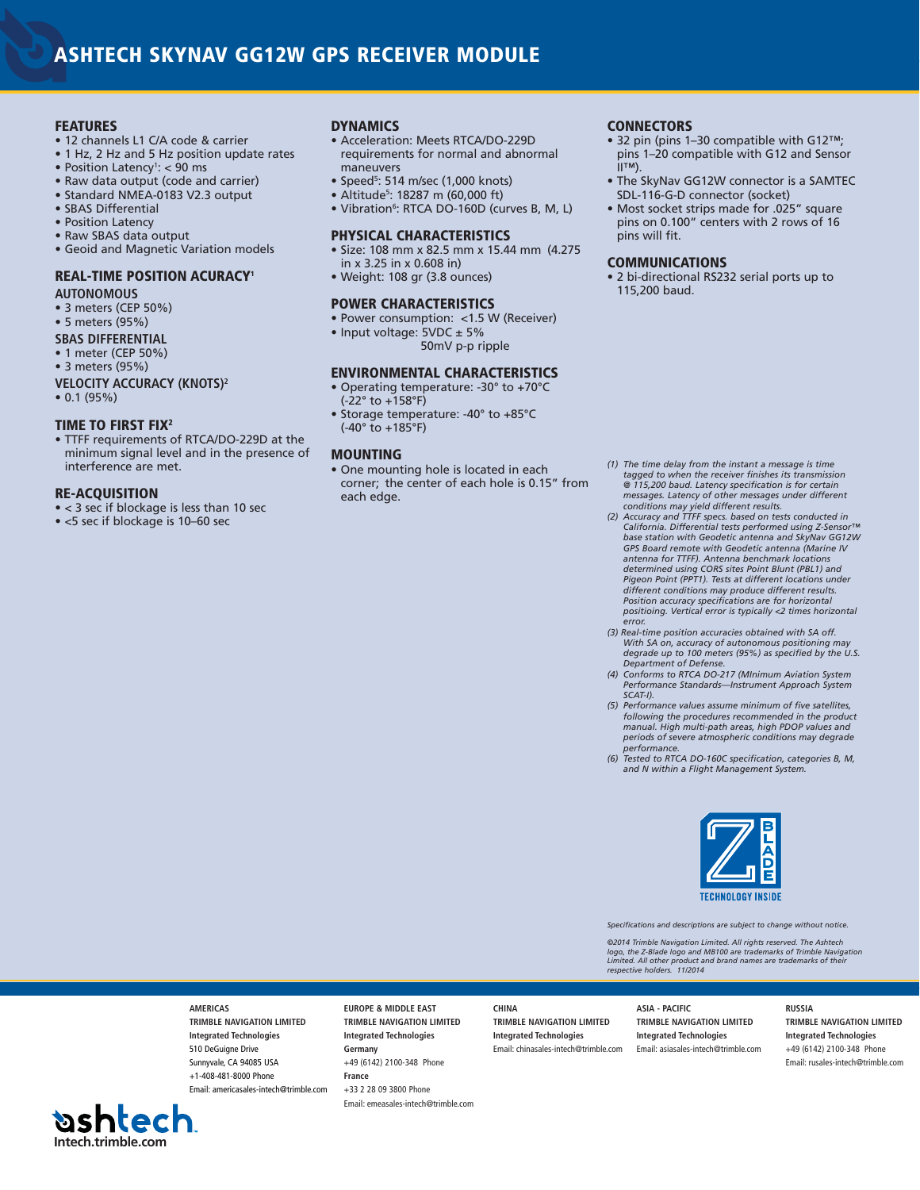# ASHTECH SKYNAV GG12W GPS RECEIVER MODULE

## FEATURES

- 12 channels L1 C/A code & carrier
- 1 Hz, 2 Hz and 5 Hz position update rates
- Position Latency[1]: < 90 ms
- Raw data output (code and carrier)
- Standard NMEA-0183 V2.3 output
- SBAS Differential
- Position Latency
- Raw SBAS data output
- Geoid and Magnetic Variation models

## REAL-TIME POSITION ACURACY[1]

### AUTONOMOUS

- 3 meters (CEP 50%)
- 5 meters (95%)

### SBAS DIFFERENTIAL

- 1 meter (CEP 50%)
- 3 meters (95%)

### VELOCITY ACCURACY (KNOTS)[2]

- 0.1 (95%)

## TIME TO FIRST FIX[2]

- TTFF requirements of RTCA/DO-229D at the minimum signal level and in the presence of interference are met.

## RE-ACQUISITION

- < 3 sec if blockage is less than 10 sec
- <5 sec if blockage is 10–60 sec

## DYNAMICS

- Acceleration: Meets RTCA/DO-229D requirements for normal and abnormal maneuvers
- Speed[5]: 514 m/sec (1,000 knots)
- Altitude[5]: 18287 m (60,000 ft)
- Vibration[6]: RTCA DO-160D (curves B, M, L)

## PHYSICAL CHARACTERISTICS

- Size: 108 mm x 82.5 mm x 15.44 mm (4.275 in x 3.25 in x 0.608 in)
- Weight: 108 gr (3.8 ounces)

## POWER CHARACTERISTICS

- Power consumption: <1.5 W (Receiver)
- Input voltage: 5VDC ± 5%
  50mV p-p ripple

## ENVIRONMENTAL CHARACTERISTICS

- Operating temperature: -30° to +70°C (-22° to +158°F)
- Storage temperature: -40° to +85°C (-40° to +185°F)

## MOUNTING

- One mounting hole is located in each corner; the center of each hole is 0.15" from each edge.

## CONNECTORS

- 32 pin (pins 1–30 compatible with G12™; pins 1–20 compatible with G12 and Sensor II™).
- The SkyNav GG12W connector is a SAMTEC SDL-116-G-D connector (socket)
- Most socket strips made for .025" square pins on 0.100" centers with 2 rows of 16 pins will fit.

## COMMUNICATIONS

- 2 bi-directional RS232 serial ports up to 115,200 baud.

*(1) The time delay from the instant a message is time tagged to when the receiver finishes its transmission @ 115,200 baud. Latency specification is for certain messages. Latency of other messages under different conditions may yield different results.*

*(2) Accuracy and TTFF specs. based on tests conducted in California. Differential tests performed using Z-Sensor™ base station with Geodetic antenna and SkyNav GG12W GPS Board remote with Geodetic antenna (Marine IV antenna for TTFF). Antenna benchmark locations determined using CORS sites Point Blunt (PBL1) and Pigeon Point (PPT1). Tests at different locations under different conditions may produce different results. Position accuracy specifications are for horizontal positioning. Vertical error is typically <2 times horizontal error.*

*(3) Real-time position accuracies obtained with SA off. With SA on, accuracy of autonomous positioning may degrade up to 100 meters (95%) as specified by the U.S. Department of Defense.*

*(4) Conforms to RTCA DO-217 (MInimum Aviation System Performance Standards—Instrument Approach System SCAT-I).*

*(5) Performance values assume minimum of five satellites, following the procedures recommended in the product manual. High multi-path areas, high PDOP values and periods of severe atmospheric conditions may degrade performance.*

*(6) Tested to RTCA DO-160C specification, categories B, M, and N within a Flight Management System.*

Z-BLADE TECHNOLOGY INSIDE

*Specifications and descriptions are subject to change without notice.*

*©2014 Trimble Navigation Limited. All rights reserved. The Ashtech logo, the Z-Blade logo and MB100 are trademarks of Trimble Navigation Limited. All other product and brand names are trademarks of their respective holders. 11/2014*

**AMERICAS**
**TRIMBLE NAVIGATION LIMITED**
**Integrated Technologies**
510 DeGuigne Drive
Sunnyvale, CA 94085 USA
+1-408-481-8000 Phone
Email: americasales-intech@trimble.com

**EUROPE & MIDDLE EAST**
**TRIMBLE NAVIGATION LIMITED**
**Integrated Technologies**
**Germany**
+49 (6142) 2100-348 Phone
**France**
+33 2 28 09 3800 Phone
Email: emeasales-intech@trimble.com

**CHINA**
**TRIMBLE NAVIGATION LIMITED**
**Integrated Technologies**
Email: chinasales-intech@trimble.com

**ASIA - PACIFIC**
**TRIMBLE NAVIGATION LIMITED**
**Integrated Technologies**
Email: asiasales-intech@trimble.com

**RUSSIA**
**TRIMBLE NAVIGATION LIMITED**
**Integrated Technologies**
+49 (6142) 2100-348 Phone
Email: rusales-intech@trimble.com

ashtech
Intech.trimble.com